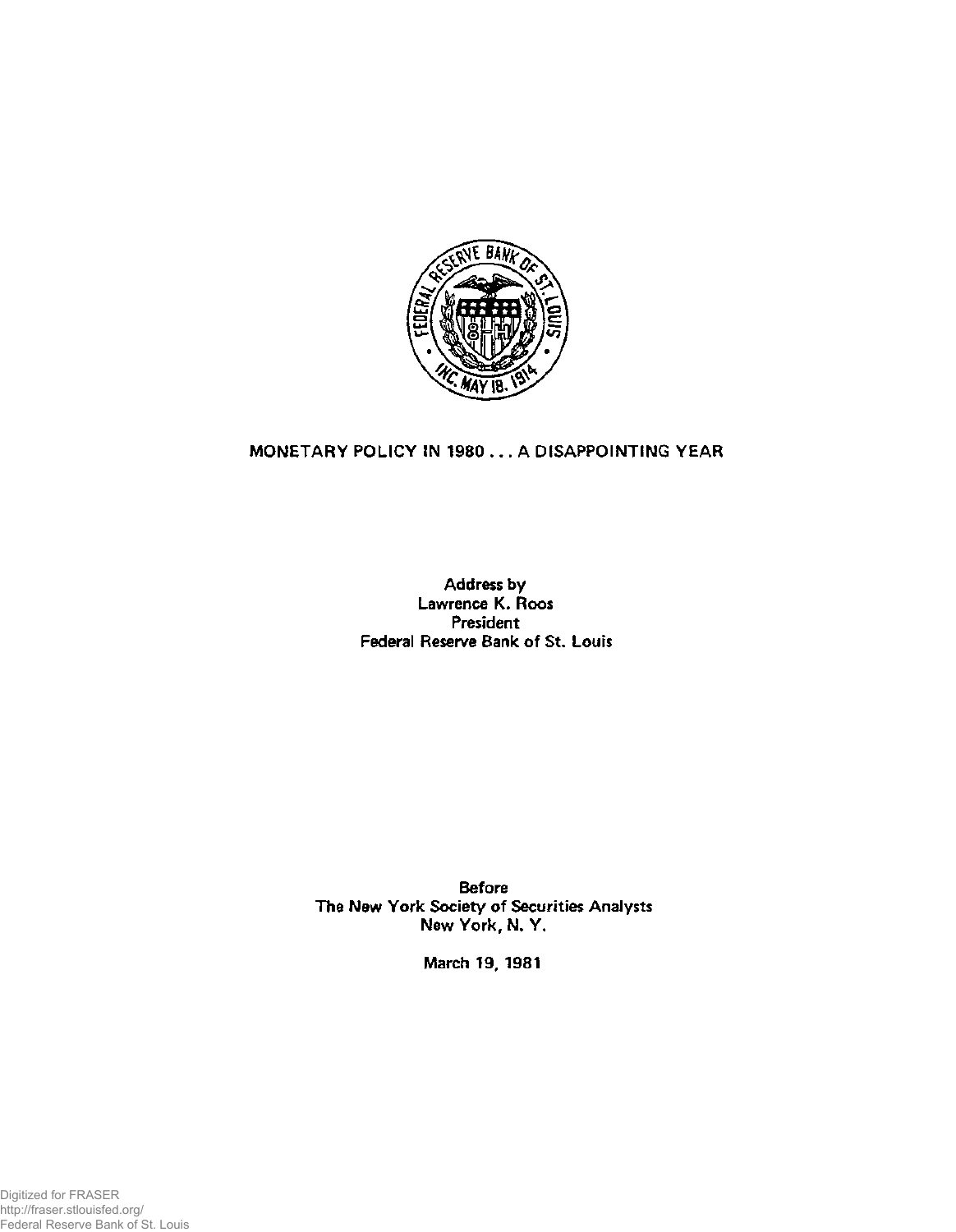# MONETARY POLICY IN 1980 . . . A DISAPPOINTING YEAR

Address by
Lawrence K. Roos
President
Federal Reserve Bank of St. Louis

Before
The New York Society of Securities Analysts
New York, N. Y.

March 19, 1981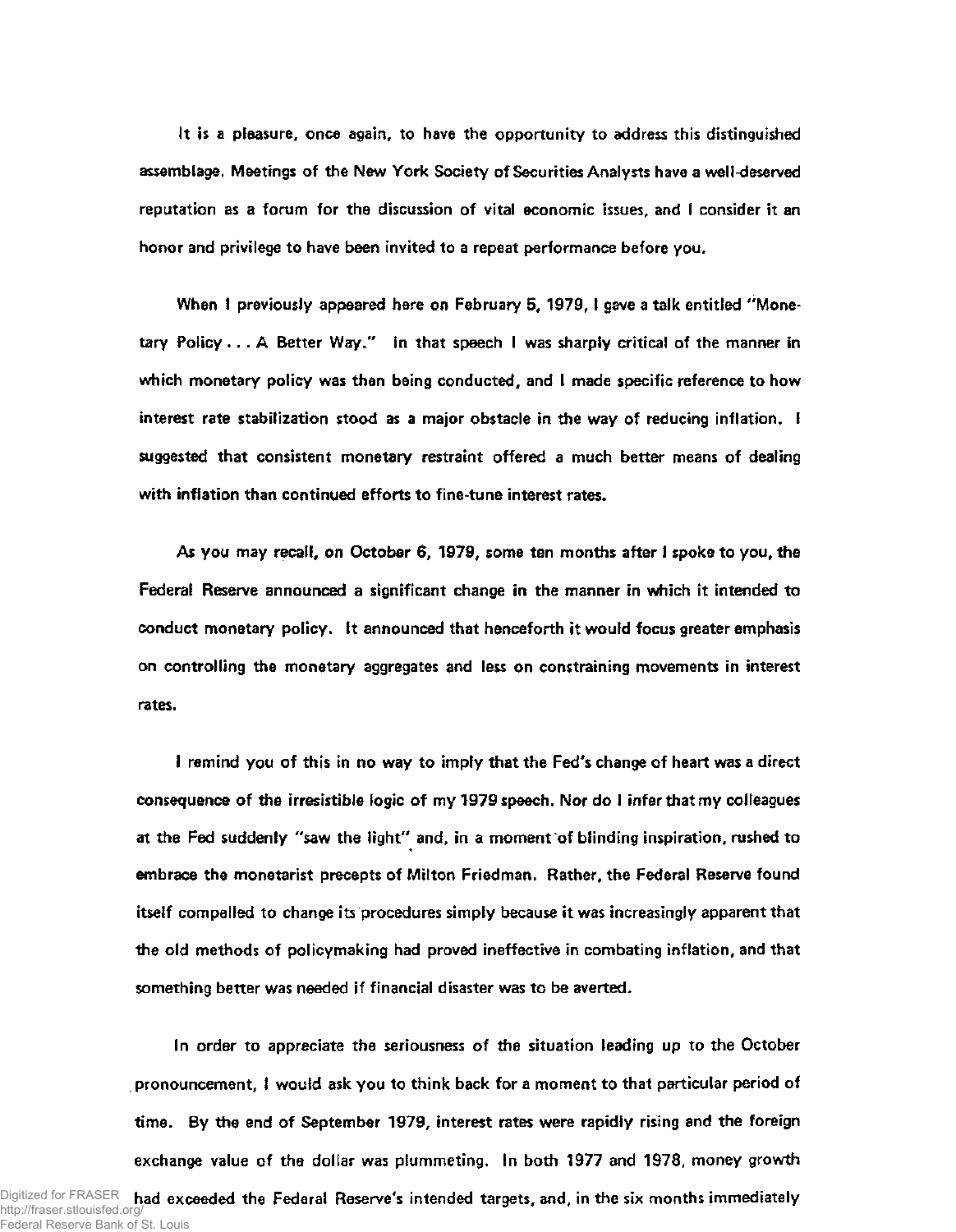It is a pleasure, once again, to have the opportunity to address this distinguished assemblage. Meetings of the New York Society of Securities Analysts have a well-deserved reputation as a forum for the discussion of vital economic issues, and I consider it an honor and privilege to have been invited to a repeat performance before you.

When I previously appeared here on February 5, 1979, I gave a talk entitled "Monetary Policy . . . A Better Way." In that speech I was sharply critical of the manner in which monetary policy was then being conducted, and I made specific reference to how interest rate stabilization stood as a major obstacle in the way of reducing inflation. I suggested that consistent monetary restraint offered a much better means of dealing with inflation than continued efforts to fine-tune interest rates.

As you may recall, on October 6, 1979, some ten months after I spoke to you, the Federal Reserve announced a significant change in the manner in which it intended to conduct monetary policy. It announced that henceforth it would focus greater emphasis on controlling the monetary aggregates and less on constraining movements in interest rates.

I remind you of this in no way to imply that the Fed's change of heart was a direct consequence of the irresistible logic of my 1979 speech. Nor do I infer that my colleagues at the Fed suddenly "saw the light" and, in a moment of blinding inspiration, rushed to embrace the monetarist precepts of Milton Friedman. Rather, the Federal Reserve found itself compelled to change its procedures simply because it was increasingly apparent that the old methods of policymaking had proved ineffective in combating inflation, and that something better was needed if financial disaster was to be averted.

In order to appreciate the seriousness of the situation leading up to the October pronouncement, I would ask you to think back for a moment to that particular period of time. By the end of September 1979, interest rates were rapidly rising and the foreign exchange value of the dollar was plummeting. In both 1977 and 1978, money growth had exceeded the Federal Reserve's intended targets, and, in the six months immediately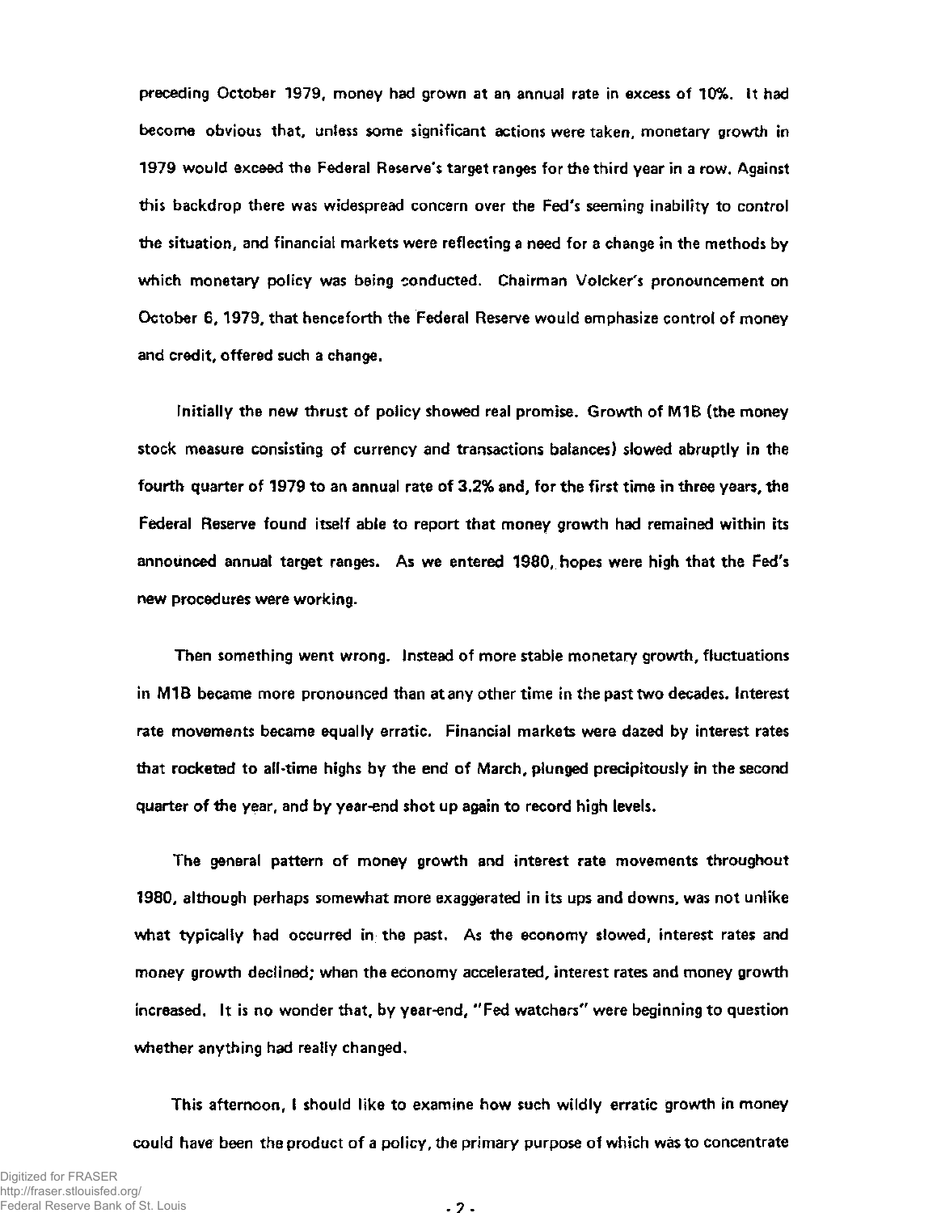preceding October 1979, money had grown at an annual rate in excess of 10%. It had become obvious that, unless some significant actions were taken, monetary growth in 1979 would exceed the Federal Reserve's target ranges for the third year in a row. Against this backdrop there was widespread concern over the Fed's seeming inability to control the situation, and financial markets were reflecting a need for a change in the methods by which monetary policy was being conducted. Chairman Volcker's pronouncement on October 6, 1979, that henceforth the Federal Reserve would emphasize control of money and credit, offered such a change.

Initially the new thrust of policy showed real promise. Growth of M1B (the money stock measure consisting of currency and transactions balances) slowed abruptly in the fourth quarter of 1979 to an annual rate of 3.2% and, for the first time in three years, the Federal Reserve found itself able to report that money growth had remained within its announced annual target ranges. As we entered 1980, hopes were high that the Fed's new procedures were working.

Then something went wrong. Instead of more stable monetary growth, fluctuations in M1B became more pronounced than at any other time in the past two decades. Interest rate movements became equally erratic. Financial markets were dazed by interest rates that rocketed to all-time highs by the end of March, plunged precipitously in the second quarter of the year, and by year-end shot up again to record high levels.

The general pattern of money growth and interest rate movements throughout 1980, although perhaps somewhat more exaggerated in its ups and downs, was not unlike what typically had occurred in the past. As the economy slowed, interest rates and money growth declined; when the economy accelerated, interest rates and money growth increased. It is no wonder that, by year-end, "Fed watchers" were beginning to question whether anything had really changed.

This afternoon, I should like to examine how such wildly erratic growth in money could have been the product of a policy, the primary purpose of which was to concentrate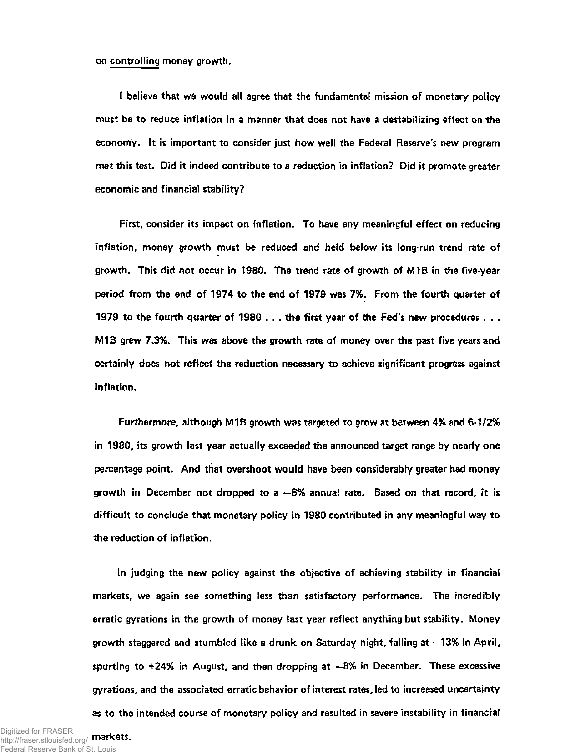on controlling money growth.

I believe that we would all agree that the fundamental mission of monetary policy must be to reduce inflation in a manner that does not have a destabilizing effect on the economy. It is important to consider just how well the Federal Reserve's new program met this test. Did it indeed contribute to a reduction in inflation? Did it promote greater economic and financial stability?

First, consider its impact on inflation. To have any meaningful effect on reducing inflation, money growth must be reduced and held below its long-run trend rate of growth. This did not occur in 1980. The trend rate of growth of M1B in the five-year period from the end of 1974 to the end of 1979 was 7%. From the fourth quarter of 1979 to the fourth quarter of 1980 . . . the first year of the Fed's new procedures . . . M1B grew 7.3%. This was above the growth rate of money over the past five years and certainly does not reflect the reduction necessary to achieve significant progress against inflation.

Furthermore, although M1B growth was targeted to grow at between 4% and 6-1/2% in 1980, its growth last year actually exceeded the announced target range by nearly one percentage point. And that overshoot would have been considerably greater had money growth in December not dropped to a −8% annual rate. Based on that record, it is difficult to conclude that monetary policy in 1980 contributed in any meaningful way to the reduction of inflation.

In judging the new policy against the objective of achieving stability in financial markets, we again see something less than satisfactory performance. The incredibly erratic gyrations in the growth of money last year reflect anything but stability. Money growth staggered and stumbled like a drunk on Saturday night, falling at −13% in April, spurting to +24% in August, and then dropping at −8% in December. These excessive gyrations, and the associated erratic behavior of interest rates, led to increased uncertainty as to the intended course of monetary policy and resulted in severe instability in financial markets.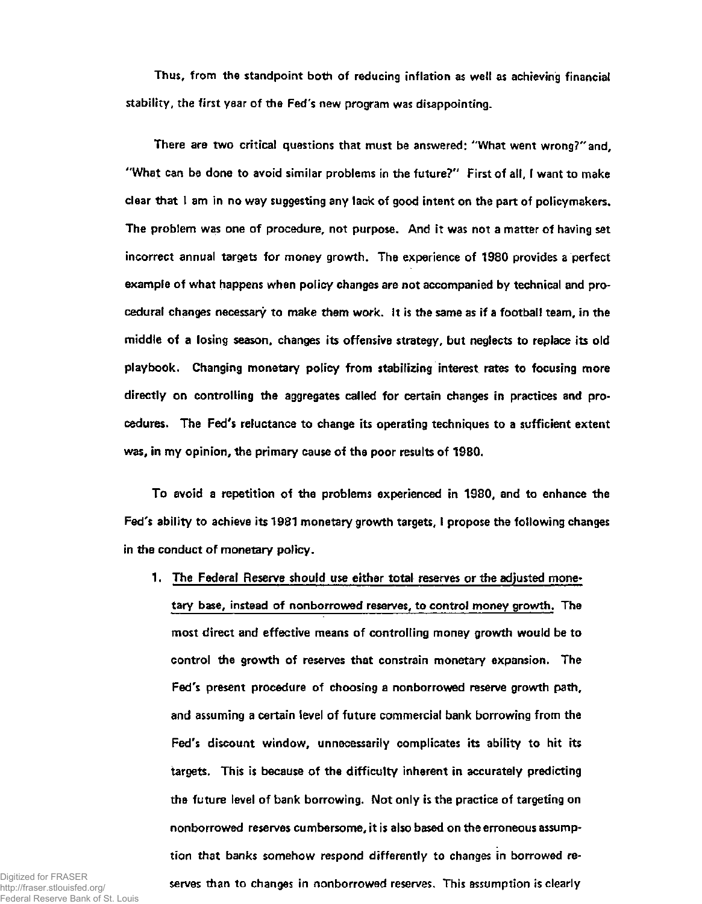Thus, from the standpoint both of reducing inflation as well as achieving financial stability, the first year of the Fed's new program was disappointing.

There are two critical questions that must be answered: "What went wrong?" and, "What can be done to avoid similar problems in the future?" First of all, I want to make clear that I am in no way suggesting any lack of good intent on the part of policymakers. The problem was one of procedure, not purpose. And it was not a matter of having set incorrect annual targets for money growth. The experience of 1980 provides a perfect example of what happens when policy changes are not accompanied by technical and procedural changes necessary to make them work. It is the same as if a football team, in the middle of a losing season, changes its offensive strategy, but neglects to replace its old playbook. Changing monetary policy from stabilizing interest rates to focusing more directly on controlling the aggregates called for certain changes in practices and procedures. The Fed's reluctance to change its operating techniques to a sufficient extent was, in my opinion, the primary cause of the poor results of 1980.

To avoid a repetition of the problems experienced in 1980, and to enhance the Fed's ability to achieve its 1981 monetary growth targets, I propose the following changes in the conduct of monetary policy.

1. The Federal Reserve should use either total reserves or the adjusted monetary base, instead of nonborrowed reserves, to control money growth. The most direct and effective means of controlling money growth would be to control the growth of reserves that constrain monetary expansion. The Fed's present procedure of choosing a nonborrowed reserve growth path, and assuming a certain level of future commercial bank borrowing from the Fed's discount window, unnecessarily complicates its ability to hit its targets. This is because of the difficulty inherent in accurately predicting the future level of bank borrowing. Not only is the practice of targeting on nonborrowed reserves cumbersome, it is also based on the erroneous assumption that banks somehow respond differently to changes in borrowed reserves than to changes in nonborrowed reserves. This assumption is clearly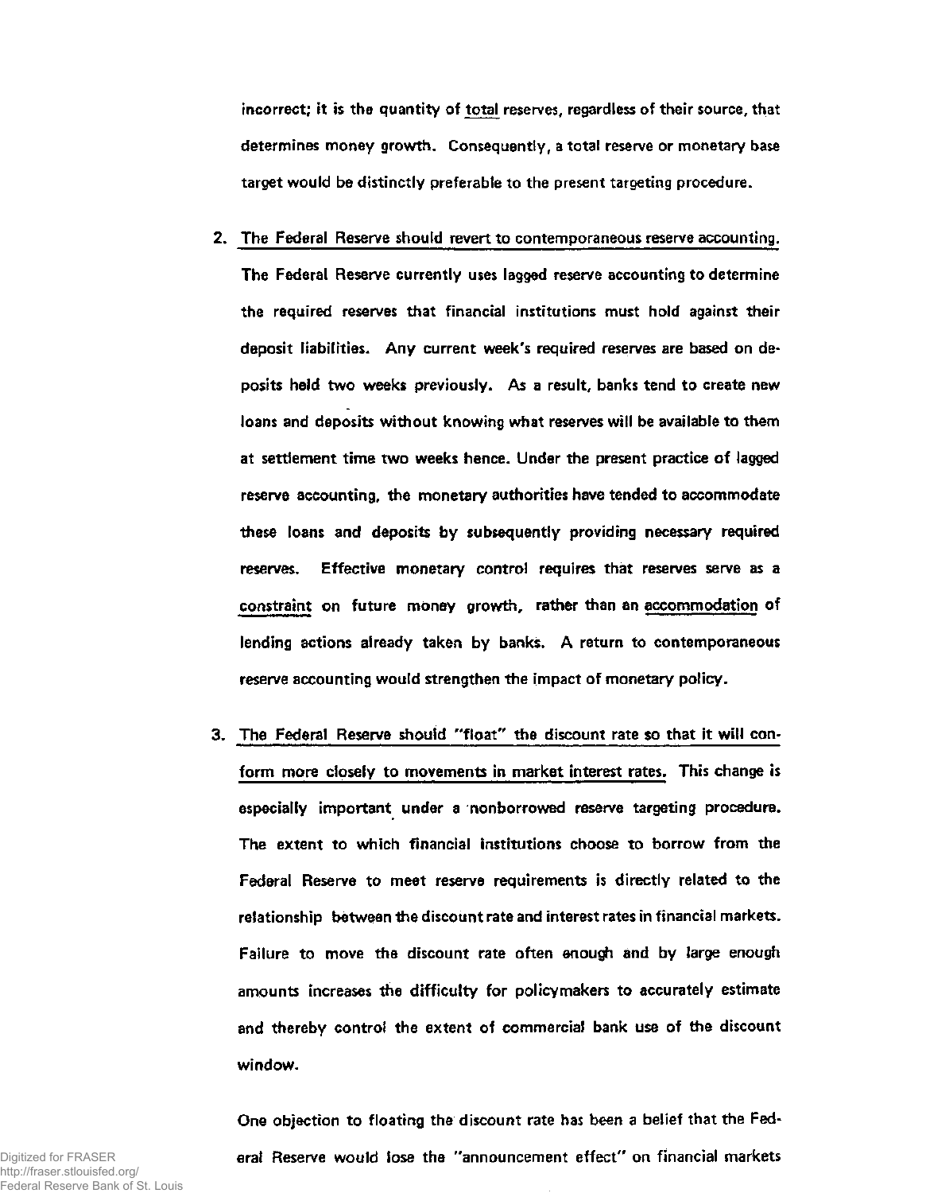incorrect; it is the quantity of <u>total</u> reserves, regardless of their source, that determines money growth. Consequently, a total reserve or monetary base target would be distinctly preferable to the present targeting procedure.

2. <u>The Federal Reserve should revert to contemporaneous reserve accounting.</u> The Federal Reserve currently uses lagged reserve accounting to determine the required reserves that financial institutions must hold against their deposit liabilities. Any current week's required reserves are based on deposits held two weeks previously. As a result, banks tend to create new loans and deposits without knowing what reserves will be available to them at settlement time two weeks hence. Under the present practice of lagged reserve accounting, the monetary authorities have tended to accommodate these loans and deposits by subsequently providing necessary required reserves. Effective monetary control requires that reserves serve as a <u>constraint</u> on future money growth, rather than an <u>accommodation</u> of lending actions already taken by banks. A return to contemporaneous reserve accounting would strengthen the impact of monetary policy.

3. <u>The Federal Reserve should "float" the discount rate so that it will conform more closely to movements in market interest rates.</u> This change is especially important under a nonborrowed reserve targeting procedure. The extent to which financial institutions choose to borrow from the Federal Reserve to meet reserve requirements is directly related to the relationship between the discount rate and interest rates in financial markets. Failure to move the discount rate often enough and by large enough amounts increases the difficulty for policymakers to accurately estimate and thereby control the extent of commercial bank use of the discount window.

   One objection to floating the discount rate has been a belief that the Federal Reserve would lose the "announcement effect" on financial markets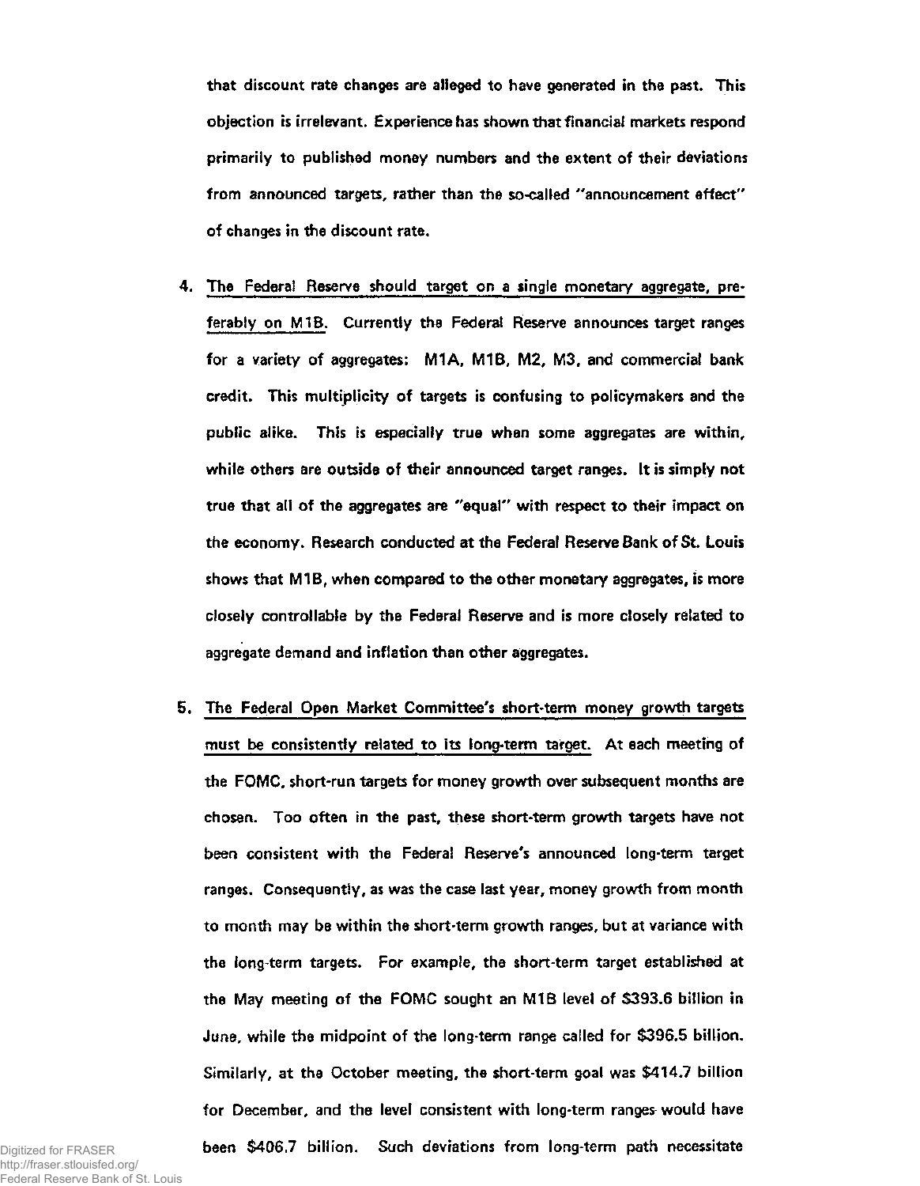that discount rate changes are alleged to have generated in the past. This objection is irrelevant. Experience has shown that financial markets respond primarily to published money numbers and the extent of their deviations from announced targets, rather than the so-called "announcement effect" of changes in the discount rate.

4. <u>The Federal Reserve should target on a single monetary aggregate, preferably on M1B.</u> Currently the Federal Reserve announces target ranges for a variety of aggregates: M1A, M1B, M2, M3, and commercial bank credit. This multiplicity of targets is confusing to policymakers and the public alike. This is especially true when some aggregates are within, while others are outside of their announced target ranges. It is simply not true that all of the aggregates are "equal" with respect to their impact on the economy. Research conducted at the Federal Reserve Bank of St. Louis shows that M1B, when compared to the other monetary aggregates, is more closely controllable by the Federal Reserve and is more closely related to aggregate demand and inflation than other aggregates.

5. <u>The Federal Open Market Committee's short-term money growth targets must be consistently related to its long-term target.</u> At each meeting of the FOMC, short-run targets for money growth over subsequent months are chosen. Too often in the past, these short-term growth targets have not been consistent with the Federal Reserve's announced long-term target ranges. Consequently, as was the case last year, money growth from month to month may be within the short-term growth ranges, but at variance with the long-term targets. For example, the short-term target established at the May meeting of the FOMC sought an M1B level of $393.6 billion in June, while the midpoint of the long-term range called for $396.5 billion. Similarly, at the October meeting, the short-term goal was $414.7 billion for December, and the level consistent with long-term ranges would have been $406.7 billion. Such deviations from long-term path necessitate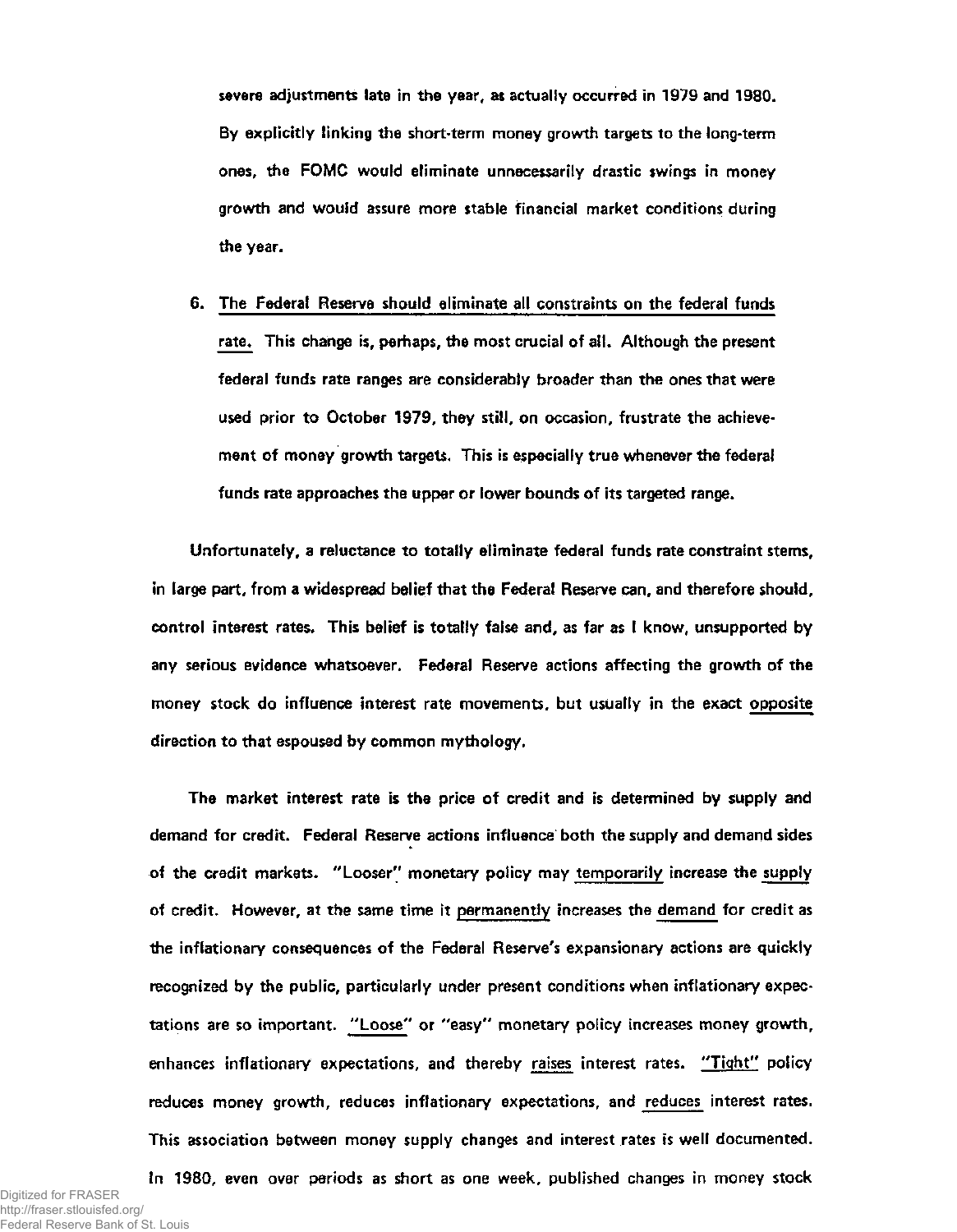severe adjustments late in the year, as actually occurred in 1979 and 1980. By explicitly linking the short-term money growth targets to the long-term ones, the FOMC would eliminate unnecessarily drastic swings in money growth and would assure more stable financial market conditions during the year.

6. <u>The Federal Reserve should eliminate all constraints on the federal funds rate.</u> This change is, perhaps, the most crucial of all. Although the present federal funds rate ranges are considerably broader than the ones that were used prior to October 1979, they still, on occasion, frustrate the achievement of money growth targets. This is especially true whenever the federal funds rate approaches the upper or lower bounds of its targeted range.

Unfortunately, a reluctance to totally eliminate federal funds rate constraint stems, in large part, from a widespread belief that the Federal Reserve can, and therefore should, control interest rates. This belief is totally false and, as far as I know, unsupported by any serious evidence whatsoever. Federal Reserve actions affecting the growth of the money stock do influence interest rate movements, but usually in the exact <u>opposite</u> direction to that espoused by common mythology.

The market interest rate is the price of credit and is determined by supply and demand for credit. Federal Reserve actions influence both the supply and demand sides of the credit markets. "Looser" monetary policy may <u>temporarily</u> increase the <u>supply</u> of credit. However, at the same time it <u>permanently</u> increases the <u>demand</u> for credit as the inflationary consequences of the Federal Reserve's expansionary actions are quickly recognized by the public, particularly under present conditions when inflationary expectations are so important. <u>"Loose"</u> or "easy" monetary policy increases money growth, enhances inflationary expectations, and thereby <u>raises</u> interest rates. <u>"Tight"</u> policy reduces money growth, reduces inflationary expectations, and <u>reduces</u> interest rates. This association between money supply changes and interest rates is well documented. In 1980, even over periods as short as one week, published changes in money stock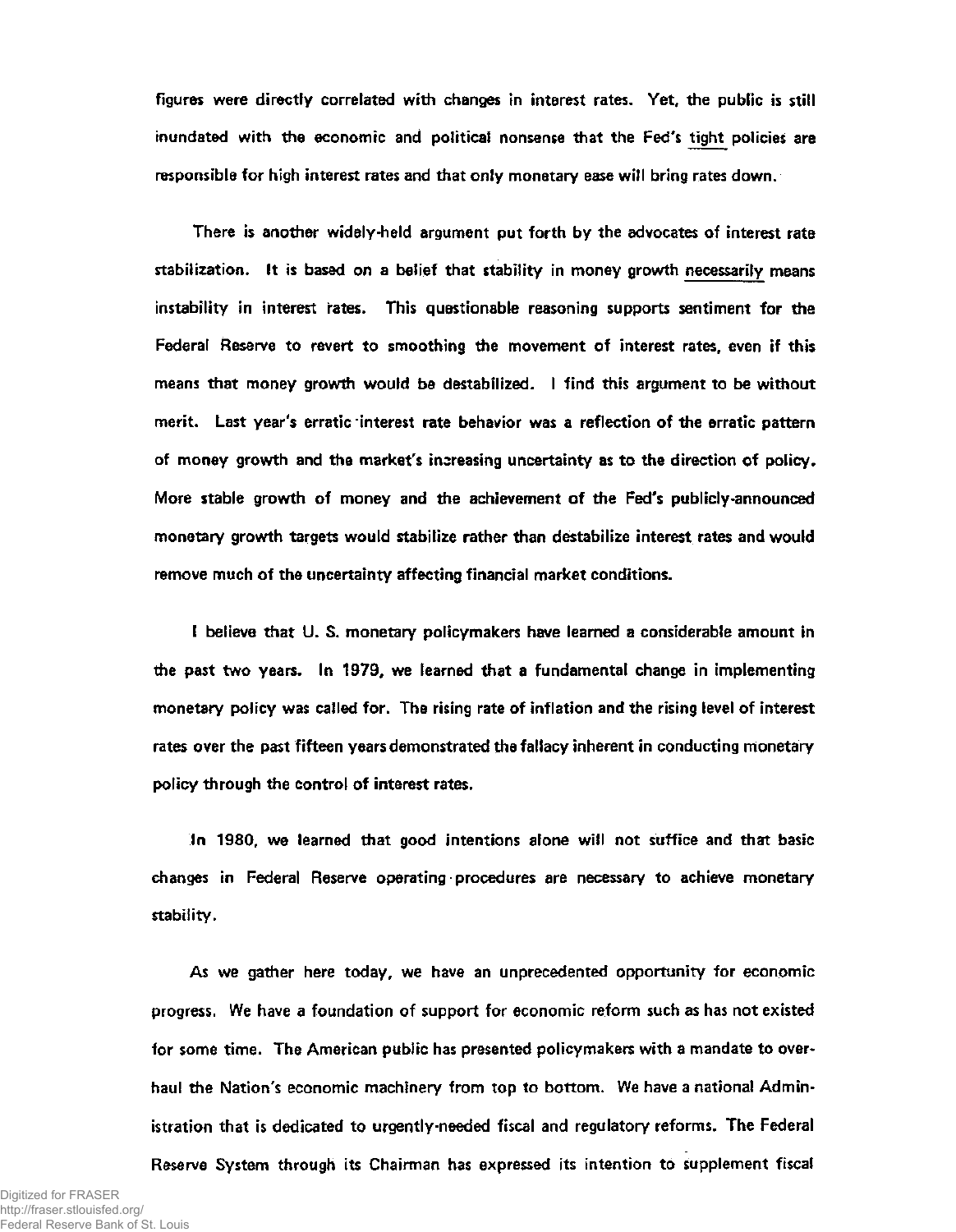figures were directly correlated with changes in interest rates. Yet, the public is still inundated with the economic and political nonsense that the Fed's tight policies are responsible for high interest rates and that only monetary ease will bring rates down.

There is another widely-held argument put forth by the advocates of interest rate stabilization. It is based on a belief that stability in money growth necessarily means instability in interest rates. This questionable reasoning supports sentiment for the Federal Reserve to revert to smoothing the movement of interest rates, even if this means that money growth would be destabilized. I find this argument to be without merit. Last year's erratic interest rate behavior was a reflection of the erratic pattern of money growth and the market's increasing uncertainty as to the direction of policy. More stable growth of money and the achievement of the Fed's publicly-announced monetary growth targets would stabilize rather than destabilize interest rates and would remove much of the uncertainty affecting financial market conditions.

I believe that U. S. monetary policymakers have learned a considerable amount in the past two years. In 1979, we learned that a fundamental change in implementing monetary policy was called for. The rising rate of inflation and the rising level of interest rates over the past fifteen years demonstrated the fallacy inherent in conducting monetary policy through the control of interest rates.

In 1980, we learned that good intentions alone will not suffice and that basic changes in Federal Reserve operating procedures are necessary to achieve monetary stability.

As we gather here today, we have an unprecedented opportunity for economic progress. We have a foundation of support for economic reform such as has not existed for some time. The American public has presented policymakers with a mandate to overhaul the Nation's economic machinery from top to bottom. We have a national Administration that is dedicated to urgently-needed fiscal and regulatory reforms. The Federal Reserve System through its Chairman has expressed its intention to supplement fiscal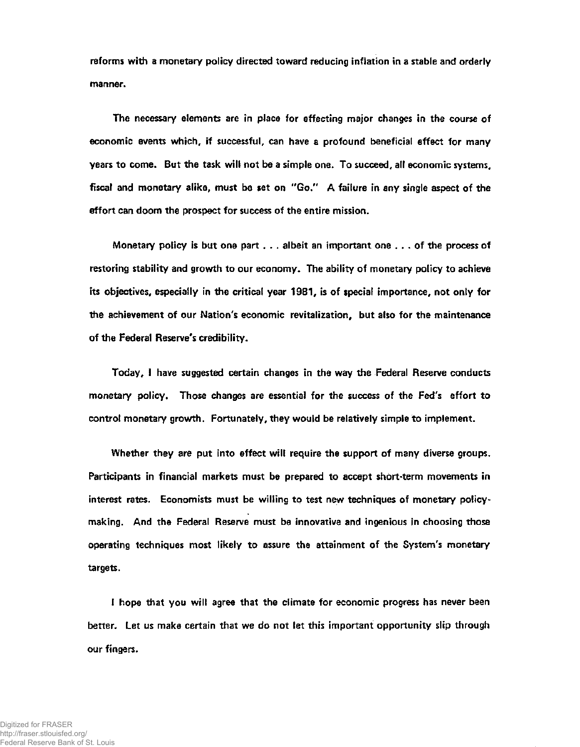reforms with a monetary policy directed toward reducing inflation in a stable and orderly manner.

The necessary elements are in place for effecting major changes in the course of economic events which, if successful, can have a profound beneficial effect for many years to come. But the task will not be a simple one. To succeed, all economic systems, fiscal and monetary alike, must be set on "Go." A failure in any single aspect of the effort can doom the prospect for success of the entire mission.

Monetary policy is but one part . . . albeit an important one . . . of the process of restoring stability and growth to our economy. The ability of monetary policy to achieve its objectives, especially in the critical year 1981, is of special importance, not only for the achievement of our Nation's economic revitalization, but also for the maintenance of the Federal Reserve's credibility.

Today, I have suggested certain changes in the way the Federal Reserve conducts monetary policy. Those changes are essential for the success of the Fed's effort to control monetary growth. Fortunately, they would be relatively simple to implement.

Whether they are put into effect will require the support of many diverse groups. Participants in financial markets must be prepared to accept short-term movements in interest rates. Economists must be willing to test new techniques of monetary policy-making. And the Federal Reserve must be innovative and ingenious in choosing those operating techniques most likely to assure the attainment of the System's monetary targets.

I hope that you will agree that the climate for economic progress has never been better. Let us make certain that we do not let this important opportunity slip through our fingers.